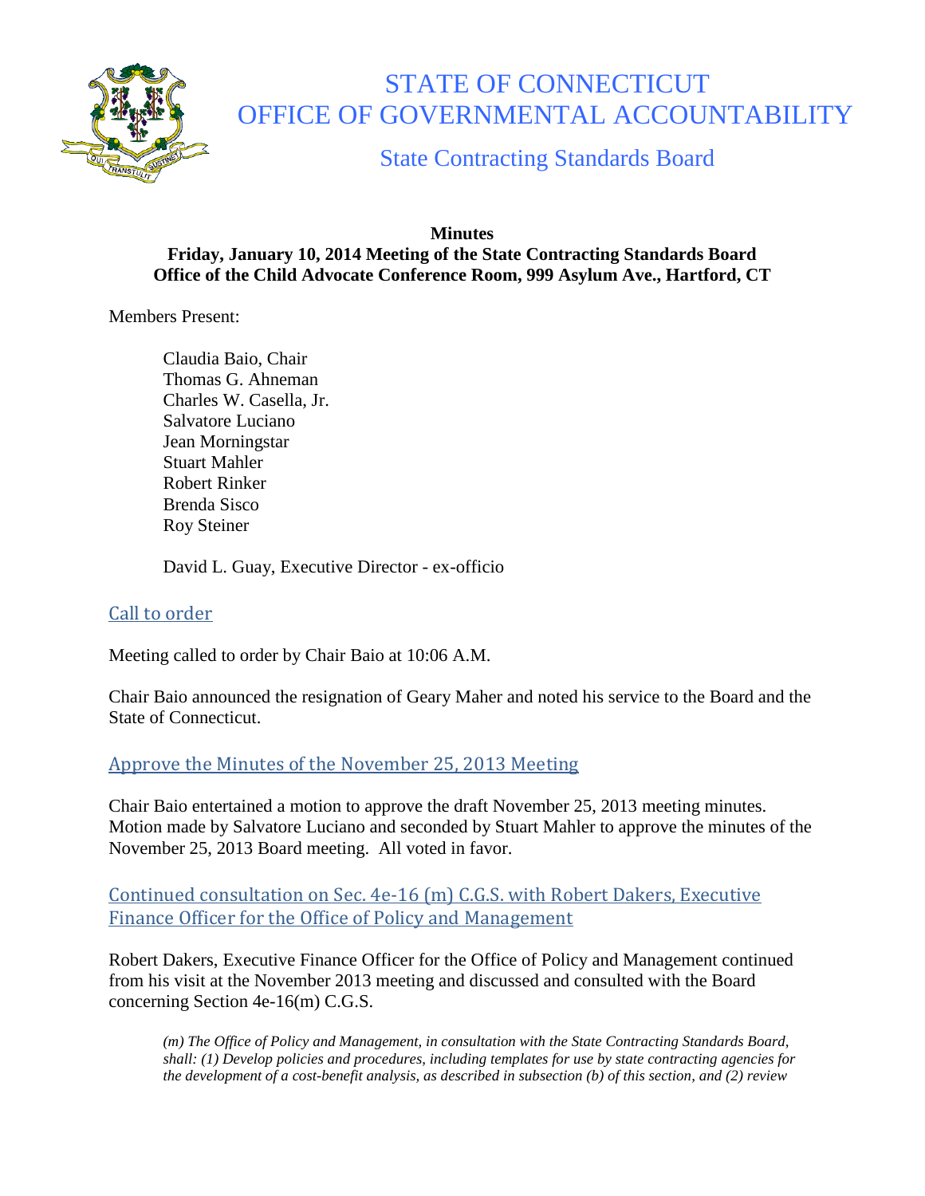# STATE OF CONNECTICUT
# OFFICE OF GOVERNMENTAL ACCOUNTABILITY

## State Contracting Standards Board

**Minutes**
**Friday, January 10, 2014 Meeting of the State Contracting Standards Board**
**Office of the Child Advocate Conference Room, 999 Asylum Ave., Hartford, CT**

Members Present:

Claudia Baio, Chair
Thomas G. Ahneman
Charles W. Casella, Jr.
Salvatore Luciano
Jean Morningstar
Stuart Mahler
Robert Rinker
Brenda Sisco
Roy Steiner

David L. Guay, Executive Director - ex-officio

### Call to order

Meeting called to order by Chair Baio at 10:06 A.M.

Chair Baio announced the resignation of Geary Maher and noted his service to the Board and the State of Connecticut.

### Approve the Minutes of the November 25, 2013 Meeting

Chair Baio entertained a motion to approve the draft November 25, 2013 meeting minutes. Motion made by Salvatore Luciano and seconded by Stuart Mahler to approve the minutes of the November 25, 2013 Board meeting. All voted in favor.

### Continued consultation on Sec. 4e-16 (m) C.G.S. with Robert Dakers, Executive Finance Officer for the Office of Policy and Management

Robert Dakers, Executive Finance Officer for the Office of Policy and Management continued from his visit at the November 2013 meeting and discussed and consulted with the Board concerning Section 4e-16(m) C.G.S.

> *(m) The Office of Policy and Management, in consultation with the State Contracting Standards Board, shall: (1) Develop policies and procedures, including templates for use by state contracting agencies for the development of a cost-benefit analysis, as described in subsection (b) of this section, and (2) review*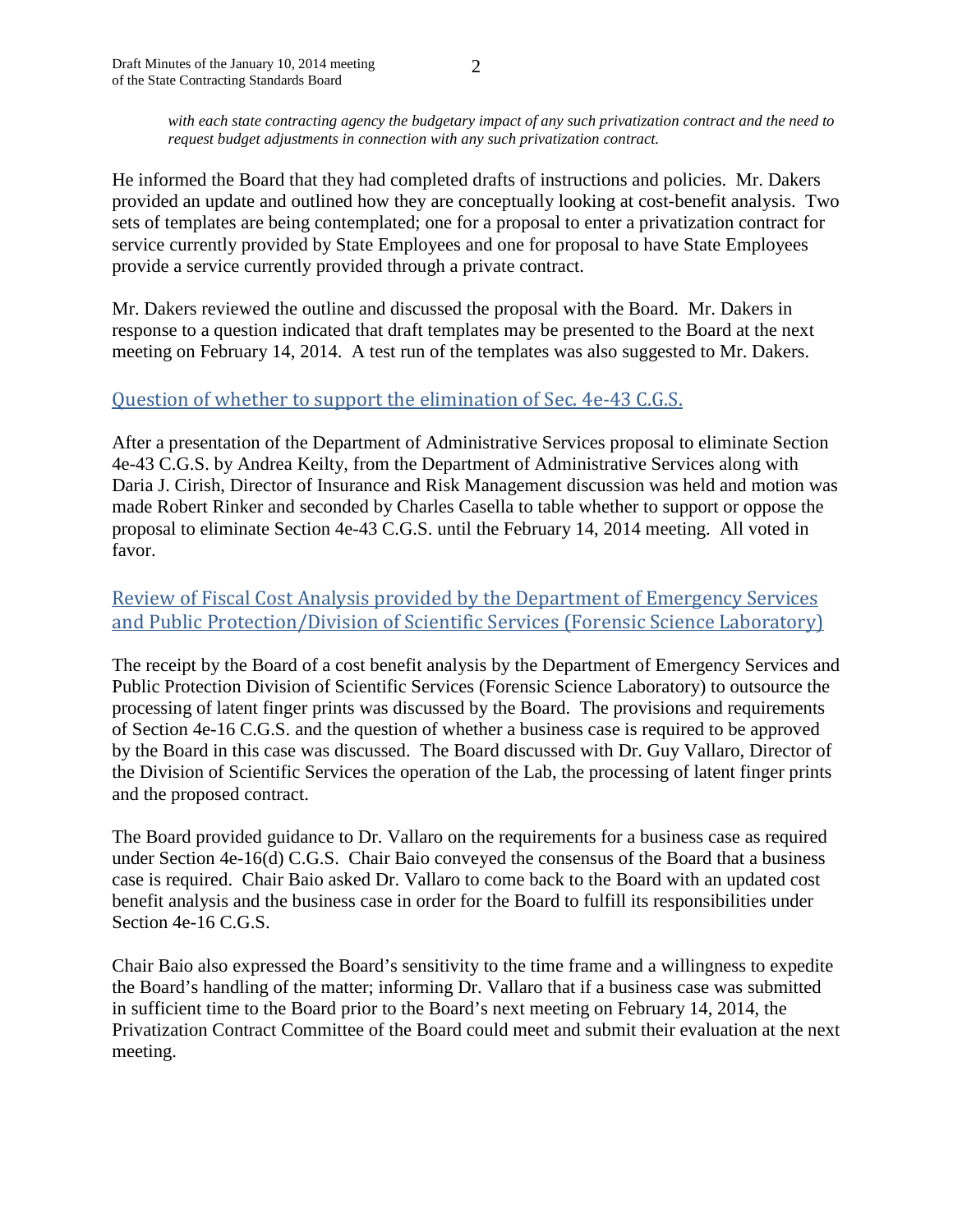*with each state contracting agency the budgetary impact of any such privatization contract and the need to request budget adjustments in connection with any such privatization contract.*

He informed the Board that they had completed drafts of instructions and policies. Mr. Dakers provided an update and outlined how they are conceptually looking at cost-benefit analysis. Two sets of templates are being contemplated; one for a proposal to enter a privatization contract for service currently provided by State Employees and one for proposal to have State Employees provide a service currently provided through a private contract.

Mr. Dakers reviewed the outline and discussed the proposal with the Board. Mr. Dakers in response to a question indicated that draft templates may be presented to the Board at the next meeting on February 14, 2014. A test run of the templates was also suggested to Mr. Dakers.

## Question of whether to support the elimination of Sec. 4e-43 C.G.S.

After a presentation of the Department of Administrative Services proposal to eliminate Section 4e-43 C.G.S. by Andrea Keilty, from the Department of Administrative Services along with Daria J. Cirish, Director of Insurance and Risk Management discussion was held and motion was made Robert Rinker and seconded by Charles Casella to table whether to support or oppose the proposal to eliminate Section 4e-43 C.G.S. until the February 14, 2014 meeting. All voted in favor.

## Review of Fiscal Cost Analysis provided by the Department of Emergency Services and Public Protection/Division of Scientific Services (Forensic Science Laboratory)

The receipt by the Board of a cost benefit analysis by the Department of Emergency Services and Public Protection Division of Scientific Services (Forensic Science Laboratory) to outsource the processing of latent finger prints was discussed by the Board. The provisions and requirements of Section 4e-16 C.G.S. and the question of whether a business case is required to be approved by the Board in this case was discussed. The Board discussed with Dr. Guy Vallaro, Director of the Division of Scientific Services the operation of the Lab, the processing of latent finger prints and the proposed contract.

The Board provided guidance to Dr. Vallaro on the requirements for a business case as required under Section 4e-16(d) C.G.S. Chair Baio conveyed the consensus of the Board that a business case is required. Chair Baio asked Dr. Vallaro to come back to the Board with an updated cost benefit analysis and the business case in order for the Board to fulfill its responsibilities under Section 4e-16 C.G.S.

Chair Baio also expressed the Board's sensitivity to the time frame and a willingness to expedite the Board's handling of the matter; informing Dr. Vallaro that if a business case was submitted in sufficient time to the Board prior to the Board's next meeting on February 14, 2014, the Privatization Contract Committee of the Board could meet and submit their evaluation at the next meeting.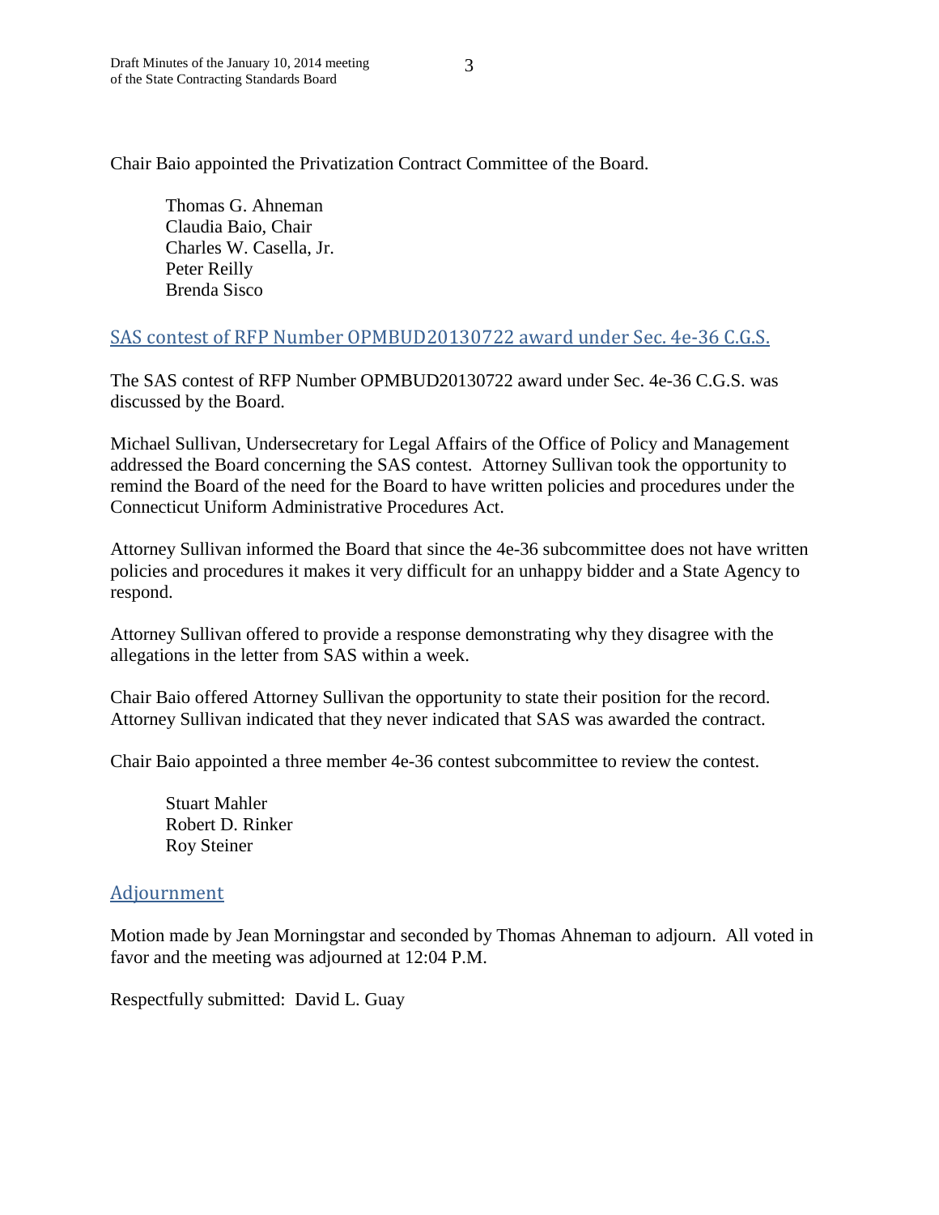Chair Baio appointed the Privatization Contract Committee of the Board.

Thomas G. Ahneman
Claudia Baio, Chair
Charles W. Casella, Jr.
Peter Reilly
Brenda Sisco

## SAS contest of RFP Number OPMBUD20130722 award under Sec. 4e-36 C.G.S.

The SAS contest of RFP Number OPMBUD20130722 award under Sec. 4e-36 C.G.S. was discussed by the Board.

Michael Sullivan, Undersecretary for Legal Affairs of the Office of Policy and Management addressed the Board concerning the SAS contest. Attorney Sullivan took the opportunity to remind the Board of the need for the Board to have written policies and procedures under the Connecticut Uniform Administrative Procedures Act.

Attorney Sullivan informed the Board that since the 4e-36 subcommittee does not have written policies and procedures it makes it very difficult for an unhappy bidder and a State Agency to respond.

Attorney Sullivan offered to provide a response demonstrating why they disagree with the allegations in the letter from SAS within a week.

Chair Baio offered Attorney Sullivan the opportunity to state their position for the record. Attorney Sullivan indicated that they never indicated that SAS was awarded the contract.

Chair Baio appointed a three member 4e-36 contest subcommittee to review the contest.

Stuart Mahler
Robert D. Rinker
Roy Steiner

## Adjournment

Motion made by Jean Morningstar and seconded by Thomas Ahneman to adjourn. All voted in favor and the meeting was adjourned at 12:04 P.M.

Respectfully submitted: David L. Guay